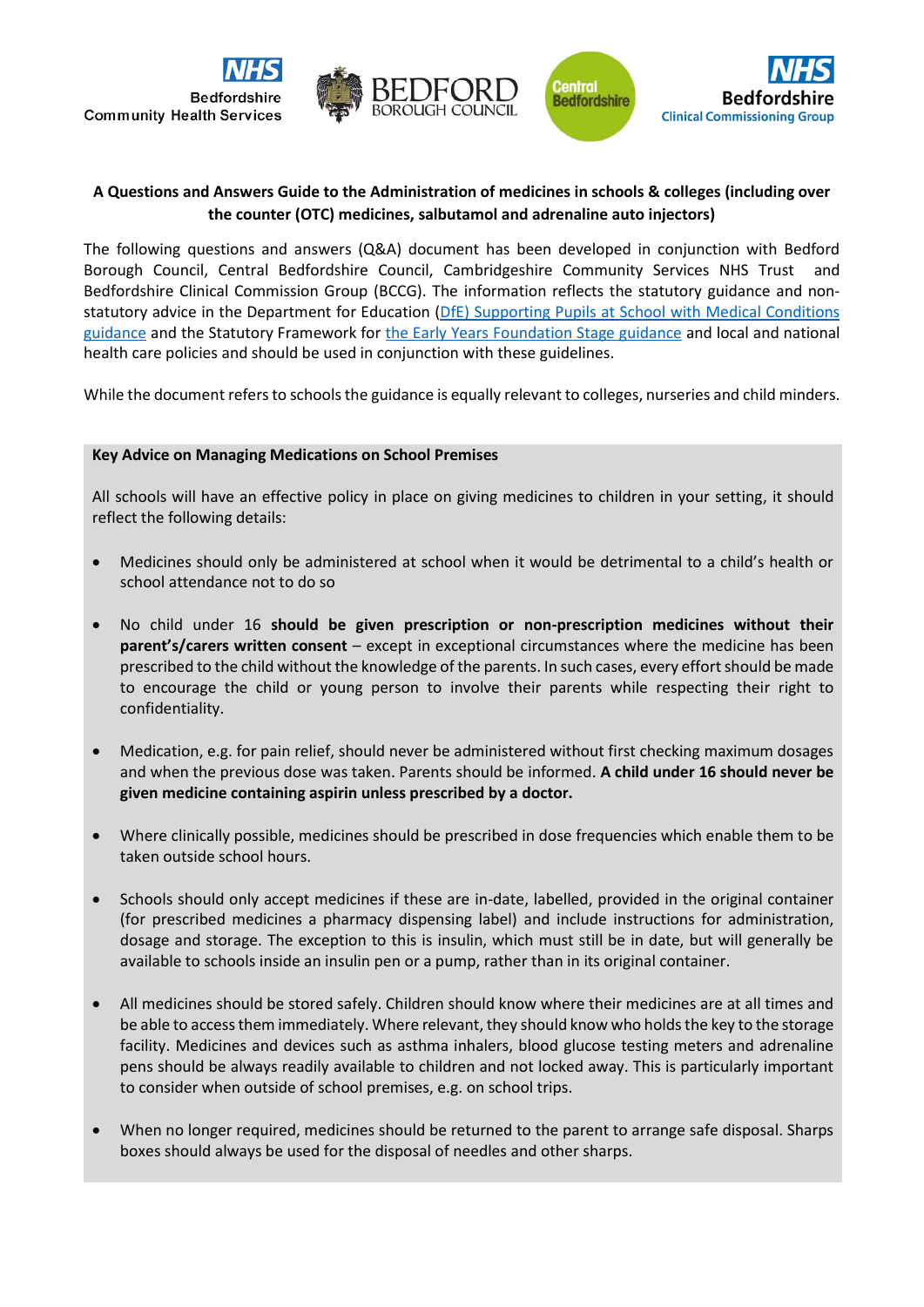**A Questions and Answers Guide to the Administration of medicines in schools & colleges (including over the counter (OTC) medicines, salbutamol and adrenaline auto injectors)**

The following questions and answers (Q&A) document has been developed in conjunction with Bedford Borough Council, Central Bedfordshire Council, Cambridgeshire Community Services NHS Trust and Bedfordshire Clinical Commission Group (BCCG). The information reflects the statutory guidance and non-statutory advice in the Department for Education ([DfE) Supporting Pupils at School with Medical Conditions guidance]() and the Statutory Framework for [the Early Years Foundation Stage guidance]() and local and national health care policies and should be used in conjunction with these guidelines.

While the document refers to schools the guidance is equally relevant to colleges, nurseries and child minders.

**Key Advice on Managing Medications on School Premises**

All schools will have an effective policy in place on giving medicines to children in your setting, it should reflect the following details:

- Medicines should only be administered at school when it would be detrimental to a child's health or school attendance not to do so
- No child under 16 **should be given prescription or non-prescription medicines without their parent's/carers written consent** – except in exceptional circumstances where the medicine has been prescribed to the child without the knowledge of the parents. In such cases, every effort should be made to encourage the child or young person to involve their parents while respecting their right to confidentiality.
- Medication, e.g. for pain relief, should never be administered without first checking maximum dosages and when the previous dose was taken. Parents should be informed. **A child under 16 should never be given medicine containing aspirin unless prescribed by a doctor.**
- Where clinically possible, medicines should be prescribed in dose frequencies which enable them to be taken outside school hours.
- Schools should only accept medicines if these are in-date, labelled, provided in the original container (for prescribed medicines a pharmacy dispensing label) and include instructions for administration, dosage and storage. The exception to this is insulin, which must still be in date, but will generally be available to schools inside an insulin pen or a pump, rather than in its original container.
- All medicines should be stored safely. Children should know where their medicines are at all times and be able to access them immediately. Where relevant, they should know who holds the key to the storage facility. Medicines and devices such as asthma inhalers, blood glucose testing meters and adrenaline pens should be always readily available to children and not locked away. This is particularly important to consider when outside of school premises, e.g. on school trips.
- When no longer required, medicines should be returned to the parent to arrange safe disposal. Sharps boxes should always be used for the disposal of needles and other sharps.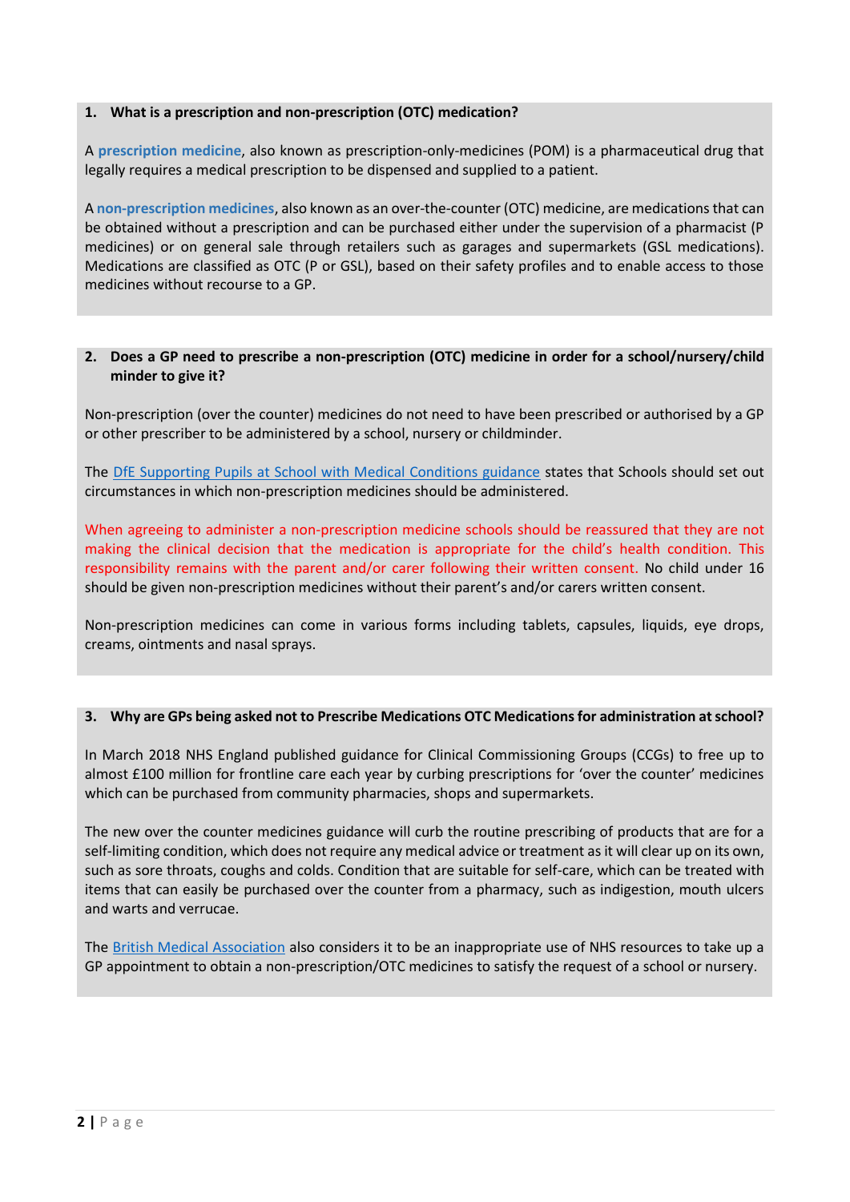## 1. What is a prescription and non-prescription (OTC) medication?

A **prescription medicine**, also known as prescription-only-medicines (POM) is a pharmaceutical drug that legally requires a medical prescription to be dispensed and supplied to a patient.

A **non-prescription medicines**, also known as an over-the-counter (OTC) medicine, are medications that can be obtained without a prescription and can be purchased either under the supervision of a pharmacist (P medicines) or on general sale through retailers such as garages and supermarkets (GSL medications). Medications are classified as OTC (P or GSL), based on their safety profiles and to enable access to those medicines without recourse to a GP.

## 2. Does a GP need to prescribe a non-prescription (OTC) medicine in order for a school/nursery/child minder to give it?

Non-prescription (over the counter) medicines do not need to have been prescribed or authorised by a GP or other prescriber to be administered by a school, nursery or childminder.

The DfE Supporting Pupils at School with Medical Conditions guidance states that Schools should set out circumstances in which non-prescription medicines should be administered.

When agreeing to administer a non-prescription medicine schools should be reassured that they are not making the clinical decision that the medication is appropriate for the child's health condition. This responsibility remains with the parent and/or carer following their written consent. No child under 16 should be given non-prescription medicines without their parent's and/or carers written consent.

Non-prescription medicines can come in various forms including tablets, capsules, liquids, eye drops, creams, ointments and nasal sprays.

## 3. Why are GPs being asked not to Prescribe Medications OTC Medications for administration at school?

In March 2018 NHS England published guidance for Clinical Commissioning Groups (CCGs) to free up to almost £100 million for frontline care each year by curbing prescriptions for 'over the counter' medicines which can be purchased from community pharmacies, shops and supermarkets.

The new over the counter medicines guidance will curb the routine prescribing of products that are for a self-limiting condition, which does not require any medical advice or treatment as it will clear up on its own, such as sore throats, coughs and colds. Condition that are suitable for self-care, which can be treated with items that can easily be purchased over the counter from a pharmacy, such as indigestion, mouth ulcers and warts and verrucae.

The British Medical Association also considers it to be an inappropriate use of NHS resources to take up a GP appointment to obtain a non-prescription/OTC medicines to satisfy the request of a school or nursery.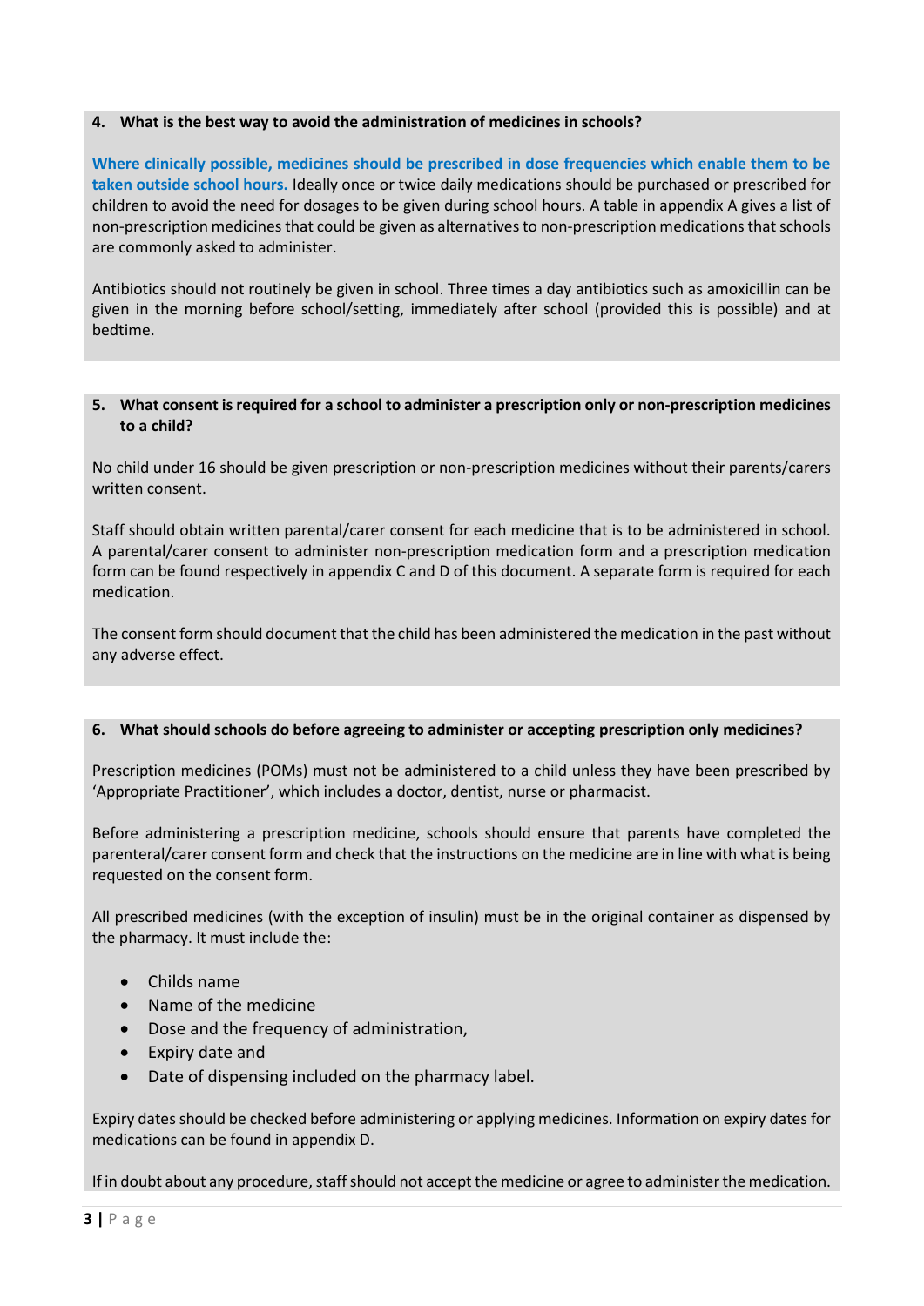### 4. What is the best way to avoid the administration of medicines in schools?

**Where clinically possible, medicines should be prescribed in dose frequencies which enable them to be taken outside school hours.** Ideally once or twice daily medications should be purchased or prescribed for children to avoid the need for dosages to be given during school hours. A table in appendix A gives a list of non-prescription medicines that could be given as alternatives to non-prescription medications that schools are commonly asked to administer.

Antibiotics should not routinely be given in school. Three times a day antibiotics such as amoxicillin can be given in the morning before school/setting, immediately after school (provided this is possible) and at bedtime.

### 5. What consent is required for a school to administer a prescription only or non-prescription medicines to a child?

No child under 16 should be given prescription or non-prescription medicines without their parents/carers written consent.

Staff should obtain written parental/carer consent for each medicine that is to be administered in school. A parental/carer consent to administer non-prescription medication form and a prescription medication form can be found respectively in appendix C and D of this document. A separate form is required for each medication.

The consent form should document that the child has been administered the medication in the past without any adverse effect.

### 6. What should schools do before agreeing to administer or accepting <u>prescription only medicines?</u>

Prescription medicines (POMs) must not be administered to a child unless they have been prescribed by 'Appropriate Practitioner', which includes a doctor, dentist, nurse or pharmacist.

Before administering a prescription medicine, schools should ensure that parents have completed the parenteral/carer consent form and check that the instructions on the medicine are in line with what is being requested on the consent form.

All prescribed medicines (with the exception of insulin) must be in the original container as dispensed by the pharmacy. It must include the:

- Childs name
- Name of the medicine
- Dose and the frequency of administration,
- Expiry date and
- Date of dispensing included on the pharmacy label.

Expiry dates should be checked before administering or applying medicines. Information on expiry dates for medications can be found in appendix D.

If in doubt about any procedure, staff should not accept the medicine or agree to administer the medication.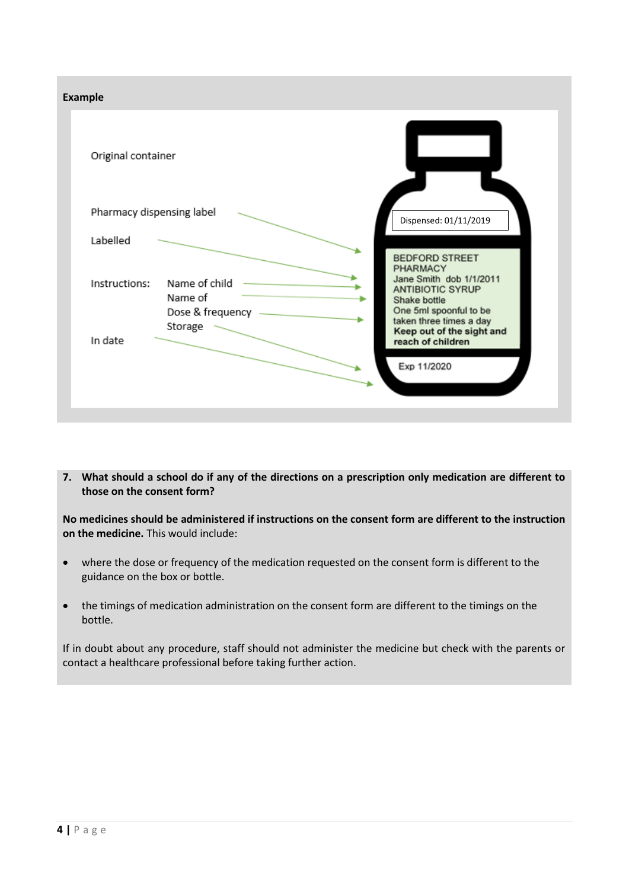**Example**

Original container

Pharmacy dispensing label

Labelled

Instructions: Name of child
Name of
Dose & frequency
Storage

In date

Dispensed: 01/11/2019

BEDFORD STREET PHARMACY
Jane Smith dob 1/1/2011
ANTIBIOTIC SYRUP
Shake bottle
One 5ml spoonful to be taken three times a day
**Keep out of the sight and reach of children**

Exp 11/2020

**7. What should a school do if any of the directions on a prescription only medication are different to those on the consent form?**

**No medicines should be administered if instructions on the consent form are different to the instruction on the medicine.** This would include:

- where the dose or frequency of the medication requested on the consent form is different to the guidance on the box or bottle.
- the timings of medication administration on the consent form are different to the timings on the bottle.

If in doubt about any procedure, staff should not administer the medicine but check with the parents or contact a healthcare professional before taking further action.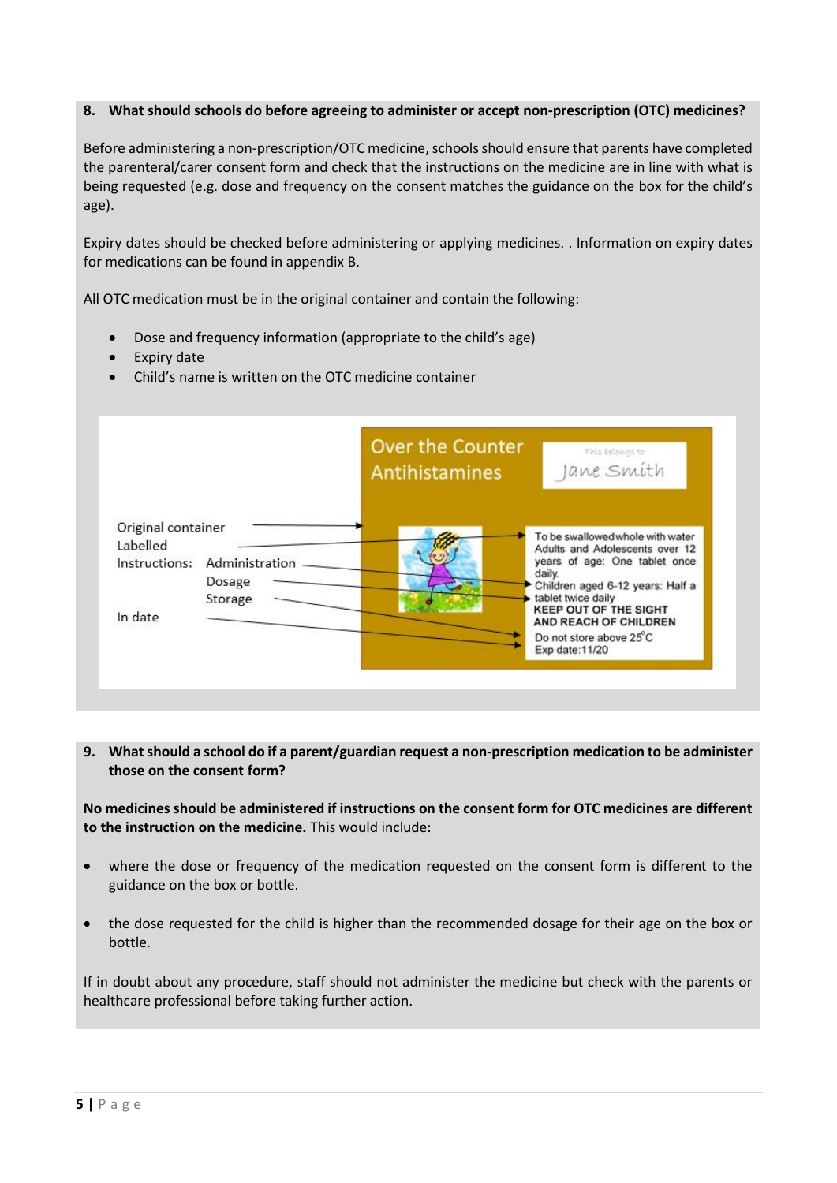## 8. What should schools do before agreeing to administer or accept non-prescription (OTC) medicines?

Before administering a non-prescription/OTC medicine, schools should ensure that parents have completed the parenteral/carer consent form and check that the instructions on the medicine are in line with what is being requested (e.g. dose and frequency on the consent matches the guidance on the box for the child's age).

Expiry dates should be checked before administering or applying medicines. . Information on expiry dates for medications can be found in appendix B.

All OTC medication must be in the original container and contain the following:

- Dose and frequency information (appropriate to the child's age)
- Expiry date
- Child's name is written on the OTC medicine container

Original container
Labelled
Instructions: Administration
Dosage
Storage
In date

Over the Counter Antihistamines

This belongs to Jane Smith

To be swallowed whole with water
Adults and Adolescents over 12 years of age: One tablet once daily.
Children aged 6-12 years: Half a tablet twice daily
**KEEP OUT OF THE SIGHT AND REACH OF CHILDREN**
Do not store above 25°C
Exp date:11/20

## 9. What should a school do if a parent/guardian request a non-prescription medication to be administer those on the consent form?

**No medicines should be administered if instructions on the consent form for OTC medicines are different to the instruction on the medicine.** This would include:

- where the dose or frequency of the medication requested on the consent form is different to the guidance on the box or bottle.
- the dose requested for the child is higher than the recommended dosage for their age on the box or bottle.

If in doubt about any procedure, staff should not administer the medicine but check with the parents or healthcare professional before taking further action.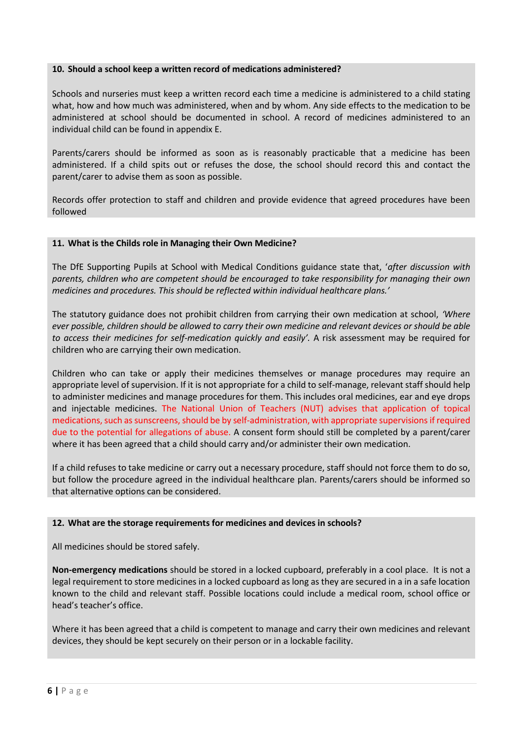### 10. Should a school keep a written record of medications administered?

Schools and nurseries must keep a written record each time a medicine is administered to a child stating what, how and how much was administered, when and by whom. Any side effects to the medication to be administered at school should be documented in school. A record of medicines administered to an individual child can be found in appendix E.

Parents/carers should be informed as soon as is reasonably practicable that a medicine has been administered. If a child spits out or refuses the dose, the school should record this and contact the parent/carer to advise them as soon as possible.

Records offer protection to staff and children and provide evidence that agreed procedures have been followed

### 11. What is the Childs role in Managing their Own Medicine?

The DfE Supporting Pupils at School with Medical Conditions guidance state that, '*after discussion with parents, children who are competent should be encouraged to take responsibility for managing their own medicines and procedures. This should be reflected within individual healthcare plans.'*

The statutory guidance does not prohibit children from carrying their own medication at school, *'Where ever possible, children should be allowed to carry their own medicine and relevant devices or should be able to access their medicines for self-medication quickly and easily'*. A risk assessment may be required for children who are carrying their own medication.

Children who can take or apply their medicines themselves or manage procedures may require an appropriate level of supervision. If it is not appropriate for a child to self-manage, relevant staff should help to administer medicines and manage procedures for them. This includes oral medicines, ear and eye drops and injectable medicines. The National Union of Teachers (NUT) advises that application of topical medications, such as sunscreens, should be by self-administration, with appropriate supervisions if required due to the potential for allegations of abuse. A consent form should still be completed by a parent/carer where it has been agreed that a child should carry and/or administer their own medication.

If a child refuses to take medicine or carry out a necessary procedure, staff should not force them to do so, but follow the procedure agreed in the individual healthcare plan. Parents/carers should be informed so that alternative options can be considered.

### 12. What are the storage requirements for medicines and devices in schools?

All medicines should be stored safely.

**Non-emergency medications** should be stored in a locked cupboard, preferably in a cool place. It is not a legal requirement to store medicines in a locked cupboard as long as they are secured in a in a safe location known to the child and relevant staff. Possible locations could include a medical room, school office or head's teacher's office.

Where it has been agreed that a child is competent to manage and carry their own medicines and relevant devices, they should be kept securely on their person or in a lockable facility.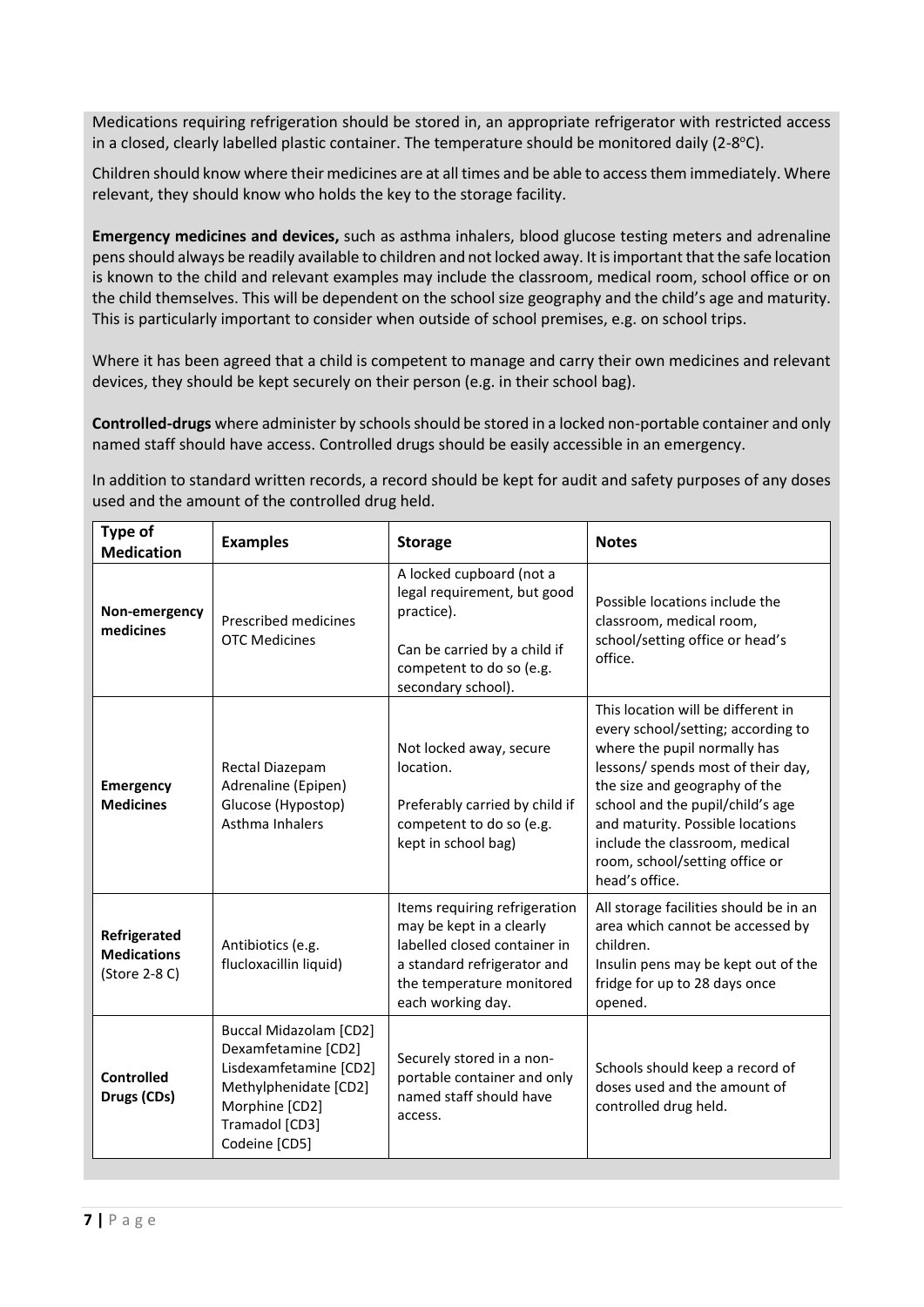Medications requiring refrigeration should be stored in, an appropriate refrigerator with restricted access in a closed, clearly labelled plastic container. The temperature should be monitored daily (2-8°C).

Children should know where their medicines are at all times and be able to access them immediately. Where relevant, they should know who holds the key to the storage facility.

**Emergency medicines and devices,** such as asthma inhalers, blood glucose testing meters and adrenaline pens should always be readily available to children and not locked away. It is important that the safe location is known to the child and relevant examples may include the classroom, medical room, school office or on the child themselves. This will be dependent on the school size geography and the child's age and maturity. This is particularly important to consider when outside of school premises, e.g. on school trips.

Where it has been agreed that a child is competent to manage and carry their own medicines and relevant devices, they should be kept securely on their person (e.g. in their school bag).

**Controlled-drugs** where administer by schools should be stored in a locked non-portable container and only named staff should have access. Controlled drugs should be easily accessible in an emergency.

In addition to standard written records, a record should be kept for audit and safety purposes of any doses used and the amount of the controlled drug held.

| Type of Medication | Examples | Storage | Notes |
|---|---|---|---|
| **Non-emergency medicines** | Prescribed medicines<br>OTC Medicines | A locked cupboard (not a legal requirement, but good practice).<br><br>Can be carried by a child if competent to do so (e.g. secondary school). | Possible locations include the classroom, medical room, school/setting office or head's office. |
| **Emergency Medicines** | Rectal Diazepam<br>Adrenaline (Epipen)<br>Glucose (Hypostop)<br>Asthma Inhalers | Not locked away, secure location.<br><br>Preferably carried by child if competent to do so (e.g. kept in school bag) | This location will be different in every school/setting; according to where the pupil normally has lessons/ spends most of their day, the size and geography of the school and the pupil/child's age and maturity. Possible locations include the classroom, medical room, school/setting office or head's office. |
| **Refrigerated Medications** (Store 2-8 C) | Antibiotics (e.g. flucloxacillin liquid) | Items requiring refrigeration may be kept in a clearly labelled closed container in a standard refrigerator and the temperature monitored each working day. | All storage facilities should be in an area which cannot be accessed by children.<br>Insulin pens may be kept out of the fridge for up to 28 days once opened. |
| **Controlled Drugs (CDs)** | Buccal Midazolam [CD2]<br>Dexamfetamine [CD2]<br>Lisdexamfetamine [CD2]<br>Methylphenidate [CD2]<br>Morphine [CD2]<br>Tramadol [CD3]<br>Codeine [CD5] | Securely stored in a non-portable container and only named staff should have access. | Schools should keep a record of doses used and the amount of controlled drug held. |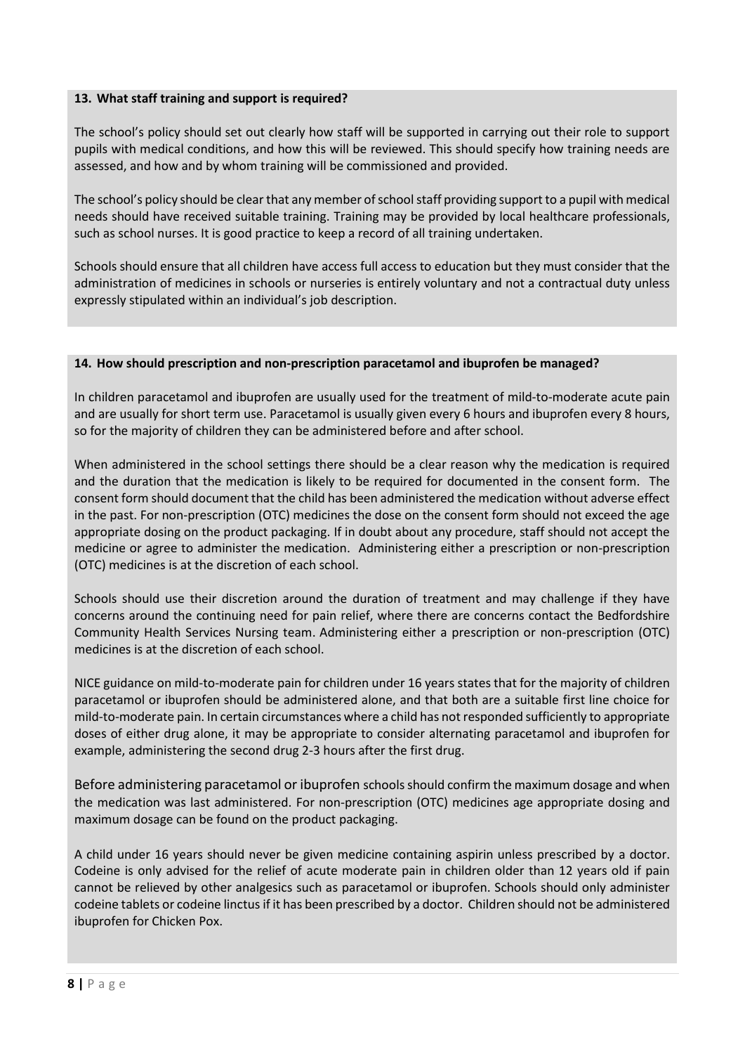### 13. What staff training and support is required?

The school's policy should set out clearly how staff will be supported in carrying out their role to support pupils with medical conditions, and how this will be reviewed. This should specify how training needs are assessed, and how and by whom training will be commissioned and provided.

The school's policy should be clear that any member of school staff providing support to a pupil with medical needs should have received suitable training. Training may be provided by local healthcare professionals, such as school nurses. It is good practice to keep a record of all training undertaken.

Schools should ensure that all children have access full access to education but they must consider that the administration of medicines in schools or nurseries is entirely voluntary and not a contractual duty unless expressly stipulated within an individual's job description.

### 14. How should prescription and non-prescription paracetamol and ibuprofen be managed?

In children paracetamol and ibuprofen are usually used for the treatment of mild-to-moderate acute pain and are usually for short term use. Paracetamol is usually given every 6 hours and ibuprofen every 8 hours, so for the majority of children they can be administered before and after school.

When administered in the school settings there should be a clear reason why the medication is required and the duration that the medication is likely to be required for documented in the consent form. The consent form should document that the child has been administered the medication without adverse effect in the past. For non-prescription (OTC) medicines the dose on the consent form should not exceed the age appropriate dosing on the product packaging. If in doubt about any procedure, staff should not accept the medicine or agree to administer the medication. Administering either a prescription or non-prescription (OTC) medicines is at the discretion of each school.

Schools should use their discretion around the duration of treatment and may challenge if they have concerns around the continuing need for pain relief, where there are concerns contact the Bedfordshire Community Health Services Nursing team. Administering either a prescription or non-prescription (OTC) medicines is at the discretion of each school.

NICE guidance on mild-to-moderate pain for children under 16 years states that for the majority of children paracetamol or ibuprofen should be administered alone, and that both are a suitable first line choice for mild-to-moderate pain. In certain circumstances where a child has not responded sufficiently to appropriate doses of either drug alone, it may be appropriate to consider alternating paracetamol and ibuprofen for example, administering the second drug 2-3 hours after the first drug.

Before administering paracetamol or ibuprofen schools should confirm the maximum dosage and when the medication was last administered. For non-prescription (OTC) medicines age appropriate dosing and maximum dosage can be found on the product packaging.

A child under 16 years should never be given medicine containing aspirin unless prescribed by a doctor. Codeine is only advised for the relief of acute moderate pain in children older than 12 years old if pain cannot be relieved by other analgesics such as paracetamol or ibuprofen. Schools should only administer codeine tablets or codeine linctus if it has been prescribed by a doctor. Children should not be administered ibuprofen for Chicken Pox.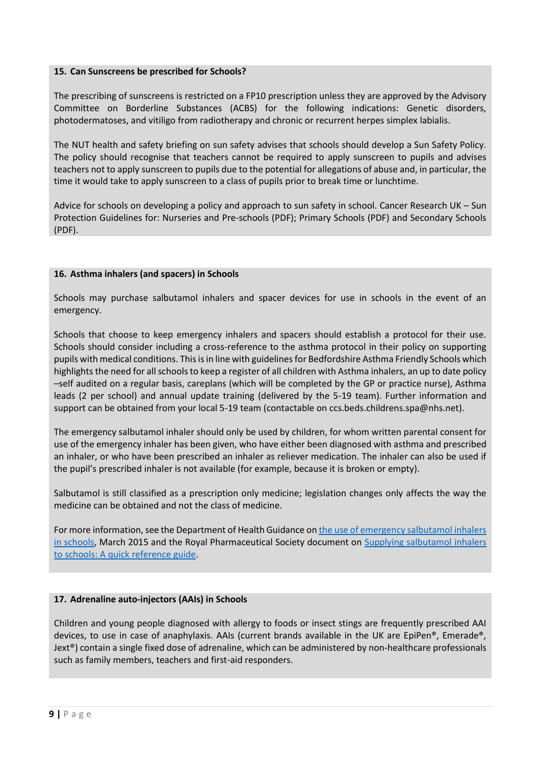### 15. Can Sunscreens be prescribed for Schools?

The prescribing of sunscreens is restricted on a FP10 prescription unless they are approved by the Advisory Committee on Borderline Substances (ACBS) for the following indications: Genetic disorders, photodermatoses, and vitiligo from radiotherapy and chronic or recurrent herpes simplex labialis.

The NUT health and safety briefing on sun safety advises that schools should develop a Sun Safety Policy. The policy should recognise that teachers cannot be required to apply sunscreen to pupils and advises teachers not to apply sunscreen to pupils due to the potential for allegations of abuse and, in particular, the time it would take to apply sunscreen to a class of pupils prior to break time or lunchtime.

Advice for schools on developing a policy and approach to sun safety in school. Cancer Research UK – Sun Protection Guidelines for: Nurseries and Pre-schools (PDF); Primary Schools (PDF) and Secondary Schools (PDF).

### 16. Asthma inhalers (and spacers) in Schools

Schools may purchase salbutamol inhalers and spacer devices for use in schools in the event of an emergency.

Schools that choose to keep emergency inhalers and spacers should establish a protocol for their use. Schools should consider including a cross-reference to the asthma protocol in their policy on supporting pupils with medical conditions. This is in line with guidelines for Bedfordshire Asthma Friendly Schools which highlights the need for all schools to keep a register of all children with Asthma inhalers, an up to date policy –self audited on a regular basis, careplans (which will be completed by the GP or practice nurse), Asthma leads (2 per school) and annual update training (delivered by the 5-19 team). Further information and support can be obtained from your local 5-19 team (contactable on ccs.beds.childrens.spa@nhs.net).

The emergency salbutamol inhaler should only be used by children, for whom written parental consent for use of the emergency inhaler has been given, who have either been diagnosed with asthma and prescribed an inhaler, or who have been prescribed an inhaler as reliever medication. The inhaler can also be used if the pupil's prescribed inhaler is not available (for example, because it is broken or empty).

Salbutamol is still classified as a prescription only medicine; legislation changes only affects the way the medicine can be obtained and not the class of medicine.

For more information, see the Department of Health Guidance on the use of emergency salbutamol inhalers in schools, March 2015 and the Royal Pharmaceutical Society document on Supplying salbutamol inhalers to schools: A quick reference guide.

### 17. Adrenaline auto-injectors (AAIs) in Schools

Children and young people diagnosed with allergy to foods or insect stings are frequently prescribed AAI devices, to use in case of anaphylaxis. AAIs (current brands available in the UK are EpiPen®, Emerade®, Jext®) contain a single fixed dose of adrenaline, which can be administered by non-healthcare professionals such as family members, teachers and first-aid responders.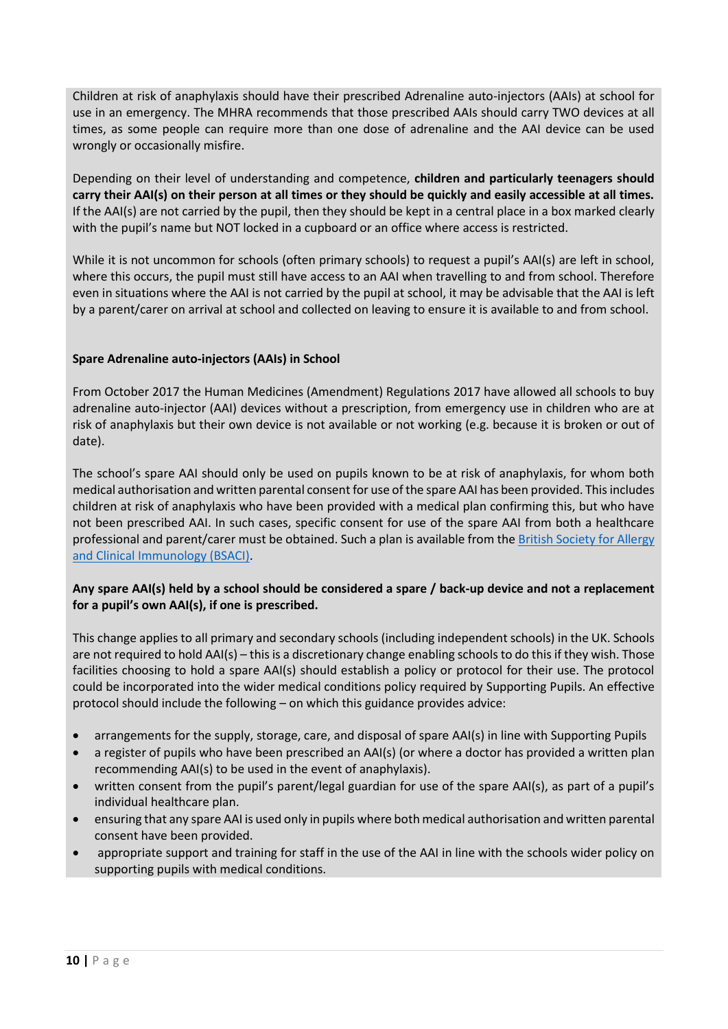Children at risk of anaphylaxis should have their prescribed Adrenaline auto-injectors (AAIs) at school for use in an emergency. The MHRA recommends that those prescribed AAIs should carry TWO devices at all times, as some people can require more than one dose of adrenaline and the AAI device can be used wrongly or occasionally misfire.

Depending on their level of understanding and competence, **children and particularly teenagers should carry their AAI(s) on their person at all times or they should be quickly and easily accessible at all times.** If the AAI(s) are not carried by the pupil, then they should be kept in a central place in a box marked clearly with the pupil's name but NOT locked in a cupboard or an office where access is restricted.

While it is not uncommon for schools (often primary schools) to request a pupil's AAI(s) are left in school, where this occurs, the pupil must still have access to an AAI when travelling to and from school. Therefore even in situations where the AAI is not carried by the pupil at school, it may be advisable that the AAI is left by a parent/carer on arrival at school and collected on leaving to ensure it is available to and from school.

**Spare Adrenaline auto-injectors (AAIs) in School**

From October 2017 the Human Medicines (Amendment) Regulations 2017 have allowed all schools to buy adrenaline auto-injector (AAI) devices without a prescription, from emergency use in children who are at risk of anaphylaxis but their own device is not available or not working (e.g. because it is broken or out of date).

The school's spare AAI should only be used on pupils known to be at risk of anaphylaxis, for whom both medical authorisation and written parental consent for use of the spare AAI has been provided. This includes children at risk of anaphylaxis who have been provided with a medical plan confirming this, but who have not been prescribed AAI. In such cases, specific consent for use of the spare AAI from both a healthcare professional and parent/carer must be obtained. Such a plan is available from the British Society for Allergy and Clinical Immunology (BSACI).

**Any spare AAI(s) held by a school should be considered a spare / back-up device and not a replacement for a pupil's own AAI(s), if one is prescribed.**

This change applies to all primary and secondary schools (including independent schools) in the UK. Schools are not required to hold AAI(s) – this is a discretionary change enabling schools to do this if they wish. Those facilities choosing to hold a spare AAI(s) should establish a policy or protocol for their use. The protocol could be incorporated into the wider medical conditions policy required by Supporting Pupils. An effective protocol should include the following – on which this guidance provides advice:

- arrangements for the supply, storage, care, and disposal of spare AAI(s) in line with Supporting Pupils
- a register of pupils who have been prescribed an AAI(s) (or where a doctor has provided a written plan recommending AAI(s) to be used in the event of anaphylaxis).
- written consent from the pupil's parent/legal guardian for use of the spare AAI(s), as part of a pupil's individual healthcare plan.
- ensuring that any spare AAI is used only in pupils where both medical authorisation and written parental consent have been provided.
- appropriate support and training for staff in the use of the AAI in line with the schools wider policy on supporting pupils with medical conditions.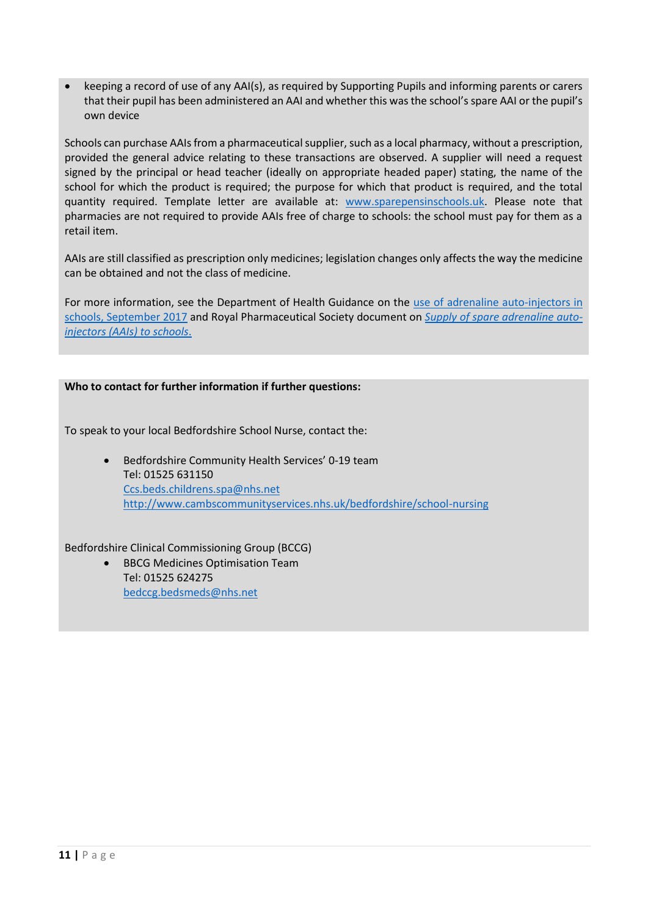- keeping a record of use of any AAI(s), as required by Supporting Pupils and informing parents or carers that their pupil has been administered an AAI and whether this was the school's spare AAI or the pupil's own device

Schools can purchase AAIs from a pharmaceutical supplier, such as a local pharmacy, without a prescription, provided the general advice relating to these transactions are observed. A supplier will need a request signed by the principal or head teacher (ideally on appropriate headed paper) stating, the name of the school for which the product is required; the purpose for which that product is required, and the total quantity required. Template letter are available at: [www.sparepensinschools.uk](www.sparepensinschools.uk). Please note that pharmacies are not required to provide AAIs free of charge to schools: the school must pay for them as a retail item.

AAIs are still classified as prescription only medicines; legislation changes only affects the way the medicine can be obtained and not the class of medicine.

For more information, see the Department of Health Guidance on the use of adrenaline auto-injectors in schools, September 2017 and Royal Pharmaceutical Society document on *Supply of spare adrenaline auto-injectors (AAIs) to schools.*

**Who to contact for further information if further questions:**

To speak to your local Bedfordshire School Nurse, contact the:

- Bedfordshire Community Health Services' 0-19 team
  Tel: 01525 631150
  Ccs.beds.childrens.spa@nhs.net
  http://www.cambscommunityservices.nhs.uk/bedfordshire/school-nursing

Bedfordshire Clinical Commissioning Group (BCCG)

- BBCG Medicines Optimisation Team
  Tel: 01525 624275
  bedccg.bedsmeds@nhs.net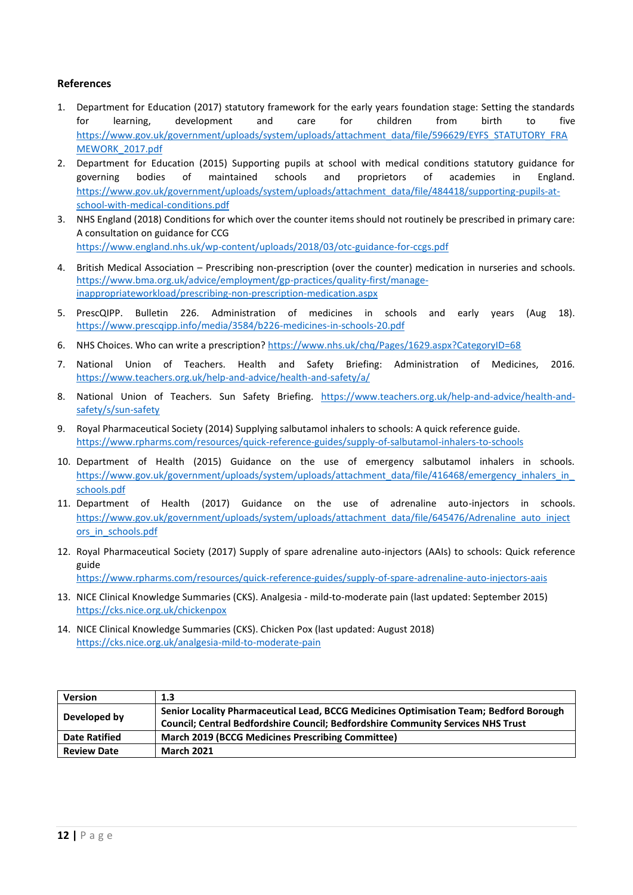**References**

1. Department for Education (2017) statutory framework for the early years foundation stage: Setting the standards for learning, development and care for children from birth to five https://www.gov.uk/government/uploads/system/uploads/attachment_data/file/596629/EYFS_STATUTORY_FRAMEWORK_2017.pdf
2. Department for Education (2015) Supporting pupils at school with medical conditions statutory guidance for governing bodies of maintained schools and proprietors of academies in England. https://www.gov.uk/government/uploads/system/uploads/attachment_data/file/484418/supporting-pupils-at-school-with-medical-conditions.pdf
3. NHS England (2018) Conditions for which over the counter items should not routinely be prescribed in primary care: A consultation on guidance for CCG https://www.england.nhs.uk/wp-content/uploads/2018/03/otc-guidance-for-ccgs.pdf
4. British Medical Association – Prescribing non-prescription (over the counter) medication in nurseries and schools. https://www.bma.org.uk/advice/employment/gp-practices/quality-first/manage-inappropriateworkload/prescribing-non-prescription-medication.aspx
5. PrescQIPP. Bulletin 226. Administration of medicines in schools and early years (Aug 18). https://www.prescqipp.info/media/3584/b226-medicines-in-schools-20.pdf
6. NHS Choices. Who can write a prescription? https://www.nhs.uk/chq/Pages/1629.aspx?CategoryID=68
7. National Union of Teachers. Health and Safety Briefing: Administration of Medicines, 2016. https://www.teachers.org.uk/help-and-advice/health-and-safety/a/
8. National Union of Teachers. Sun Safety Briefing. https://www.teachers.org.uk/help-and-advice/health-and-safety/s/sun-safety
9. Royal Pharmaceutical Society (2014) Supplying salbutamol inhalers to schools: A quick reference guide. https://www.rpharms.com/resources/quick-reference-guides/supply-of-salbutamol-inhalers-to-schools
10. Department of Health (2015) Guidance on the use of emergency salbutamol inhalers in schools. https://www.gov.uk/government/uploads/system/uploads/attachment_data/file/416468/emergency_inhalers_in_schools.pdf
11. Department of Health (2017) Guidance on the use of adrenaline auto-injectors in schools. https://www.gov.uk/government/uploads/system/uploads/attachment_data/file/645476/Adrenaline_auto_injectors_in_schools.pdf
12. Royal Pharmaceutical Society (2017) Supply of spare adrenaline auto-injectors (AAIs) to schools: Quick reference guide https://www.rpharms.com/resources/quick-reference-guides/supply-of-spare-adrenaline-auto-injectors-aais
13. NICE Clinical Knowledge Summaries (CKS). Analgesia - mild-to-moderate pain (last updated: September 2015) https://cks.nice.org.uk/chickenpox
14. NICE Clinical Knowledge Summaries (CKS). Chicken Pox (last updated: August 2018) https://cks.nice.org.uk/analgesia-mild-to-moderate-pain

| **Version** | **1.3** |
|---|---|
| **Developed by** | **Senior Locality Pharmaceutical Lead, BCCG Medicines Optimisation Team; Bedford Borough Council; Central Bedfordshire Council; Bedfordshire Community Services NHS Trust** |
| **Date Ratified** | **March 2019 (BCCG Medicines Prescribing Committee)** |
| **Review Date** | **March 2021** |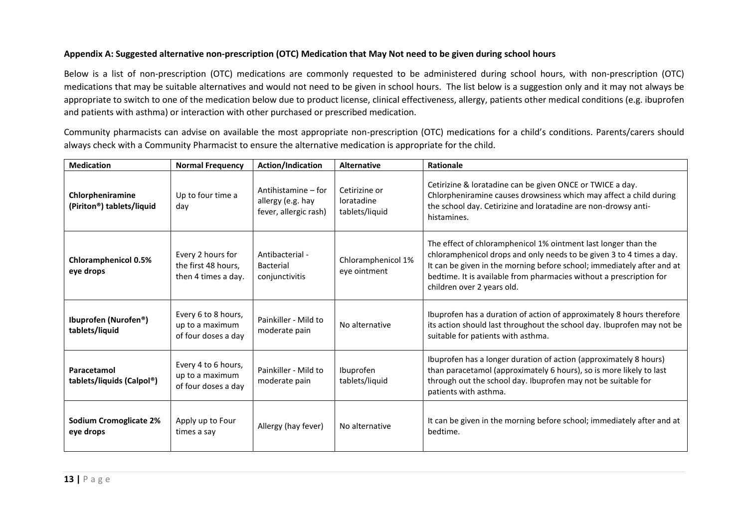**Appendix A: Suggested alternative non-prescription (OTC) Medication that May Not need to be given during school hours**

Below is a list of non-prescription (OTC) medications are commonly requested to be administered during school hours, with non-prescription (OTC) medications that may be suitable alternatives and would not need to be given in school hours. The list below is a suggestion only and it may not always be appropriate to switch to one of the medication below due to product license, clinical effectiveness, allergy, patients other medical conditions (e.g. ibuprofen and patients with asthma) or interaction with other purchased or prescribed medication.

Community pharmacists can advise on available the most appropriate non-prescription (OTC) medications for a child's conditions. Parents/carers should always check with a Community Pharmacist to ensure the alternative medication is appropriate for the child.

| Medication | Normal Frequency | Action/Indication | Alternative | Rationale |
|---|---|---|---|---|
| **Chlorpheniramine (Piriton®) tablets/liquid** | Up to four time a day | Antihistamine – for allergy (e.g. hay fever, allergic rash) | Cetirizine or loratadine tablets/liquid | Cetirizine & loratadine can be given ONCE or TWICE a day. Chlorpheniramine causes drowsiness which may affect a child during the school day. Cetirizine and loratadine are non-drowsy anti-histamines. |
| **Chloramphenicol 0.5% eye drops** | Every 2 hours for the first 48 hours, then 4 times a day. | Antibacterial - Bacterial conjunctivitis | Chloramphenicol 1% eye ointment | The effect of chloramphenicol 1% ointment last longer than the chloramphenicol drops and only needs to be given 3 to 4 times a day. It can be given in the morning before school; immediately after and at bedtime. It is available from pharmacies without a prescription for children over 2 years old. |
| **Ibuprofen (Nurofen®) tablets/liquid** | Every 6 to 8 hours, up to a maximum of four doses a day | Painkiller - Mild to moderate pain | No alternative | Ibuprofen has a duration of action of approximately 8 hours therefore its action should last throughout the school day. Ibuprofen may not be suitable for patients with asthma. |
| **Paracetamol tablets/liquids (Calpol®)** | Every 4 to 6 hours, up to a maximum of four doses a day | Painkiller - Mild to moderate pain | Ibuprofen tablets/liquid | Ibuprofen has a longer duration of action (approximately 8 hours) than paracetamol (approximately 6 hours), so is more likely to last through out the school day. Ibuprofen may not be suitable for patients with asthma. |
| **Sodium Cromoglicate 2% eye drops** | Apply up to Four times a say | Allergy (hay fever) | No alternative | It can be given in the morning before school; immediately after and at bedtime. |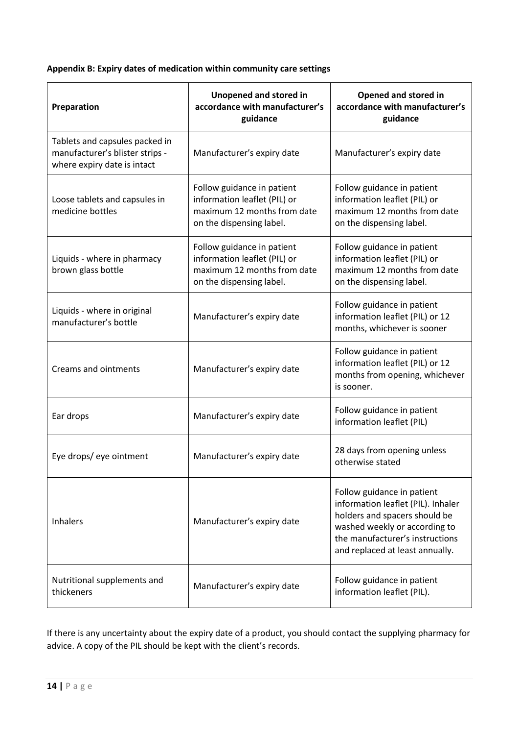**Appendix B: Expiry dates of medication within community care settings**

| Preparation | Unopened and stored in accordance with manufacturer's guidance | Opened and stored in accordance with manufacturer's guidance |
|---|---|---|
| Tablets and capsules packed in manufacturer's blister strips - where expiry date is intact | Manufacturer's expiry date | Manufacturer's expiry date |
| Loose tablets and capsules in medicine bottles | Follow guidance in patient information leaflet (PIL) or maximum 12 months from date on the dispensing label. | Follow guidance in patient information leaflet (PIL) or maximum 12 months from date on the dispensing label. |
| Liquids - where in pharmacy brown glass bottle | Follow guidance in patient information leaflet (PIL) or maximum 12 months from date on the dispensing label. | Follow guidance in patient information leaflet (PIL) or maximum 12 months from date on the dispensing label. |
| Liquids - where in original manufacturer's bottle | Manufacturer's expiry date | Follow guidance in patient information leaflet (PIL) or 12 months, whichever is sooner |
| Creams and ointments | Manufacturer's expiry date | Follow guidance in patient information leaflet (PIL) or 12 months from opening, whichever is sooner. |
| Ear drops | Manufacturer's expiry date | Follow guidance in patient information leaflet (PIL) |
| Eye drops/ eye ointment | Manufacturer's expiry date | 28 days from opening unless otherwise stated |
| Inhalers | Manufacturer's expiry date | Follow guidance in patient information leaflet (PIL). Inhaler holders and spacers should be washed weekly or according to the manufacturer's instructions and replaced at least annually. |
| Nutritional supplements and thickeners | Manufacturer's expiry date | Follow guidance in patient information leaflet (PIL). |

If there is any uncertainty about the expiry date of a product, you should contact the supplying pharmacy for advice. A copy of the PIL should be kept with the client's records.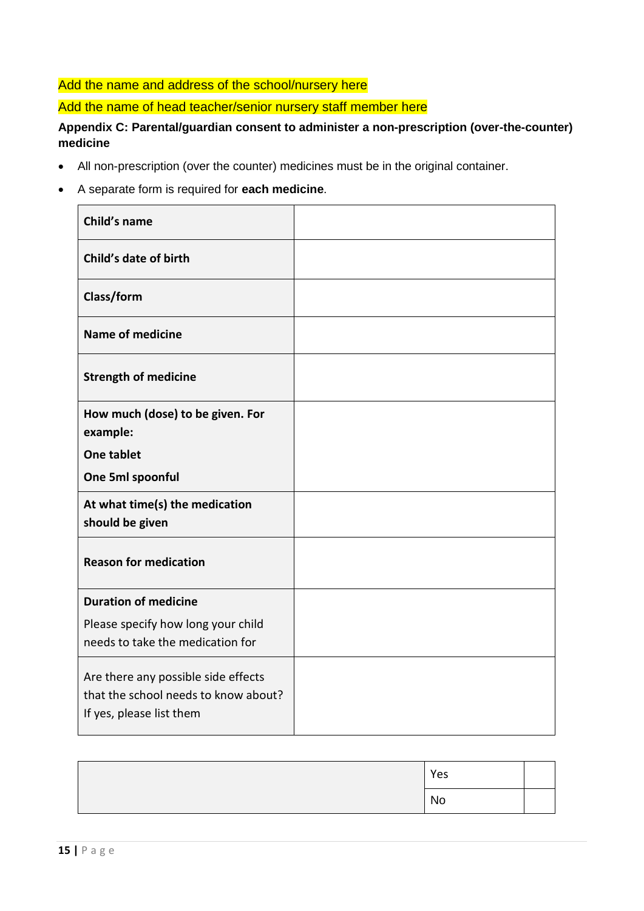Add the name and address of the school/nursery here

Add the name of head teacher/senior nursery staff member here

**Appendix C: Parental/guardian consent to administer a non-prescription (over-the-counter) medicine**

- All non-prescription (over the counter) medicines must be in the original container.
- A separate form is required for **each medicine**.

| | |
|---|---|
| **Child's name** | |
| **Child's date of birth** | |
| **Class/form** | |
| **Name of medicine** | |
| **Strength of medicine** | |
| **How much (dose) to be given. For example:** **One tablet** **One 5ml spoonful** | |
| **At what time(s) the medication should be given** | |
| **Reason for medication** | |
| **Duration of medicine** Please specify how long your child needs to take the medication for | |
| Are there any possible side effects that the school needs to know about? If yes, please list them | |

| | | |
|---|---|---|
| | Yes | |
| | No | |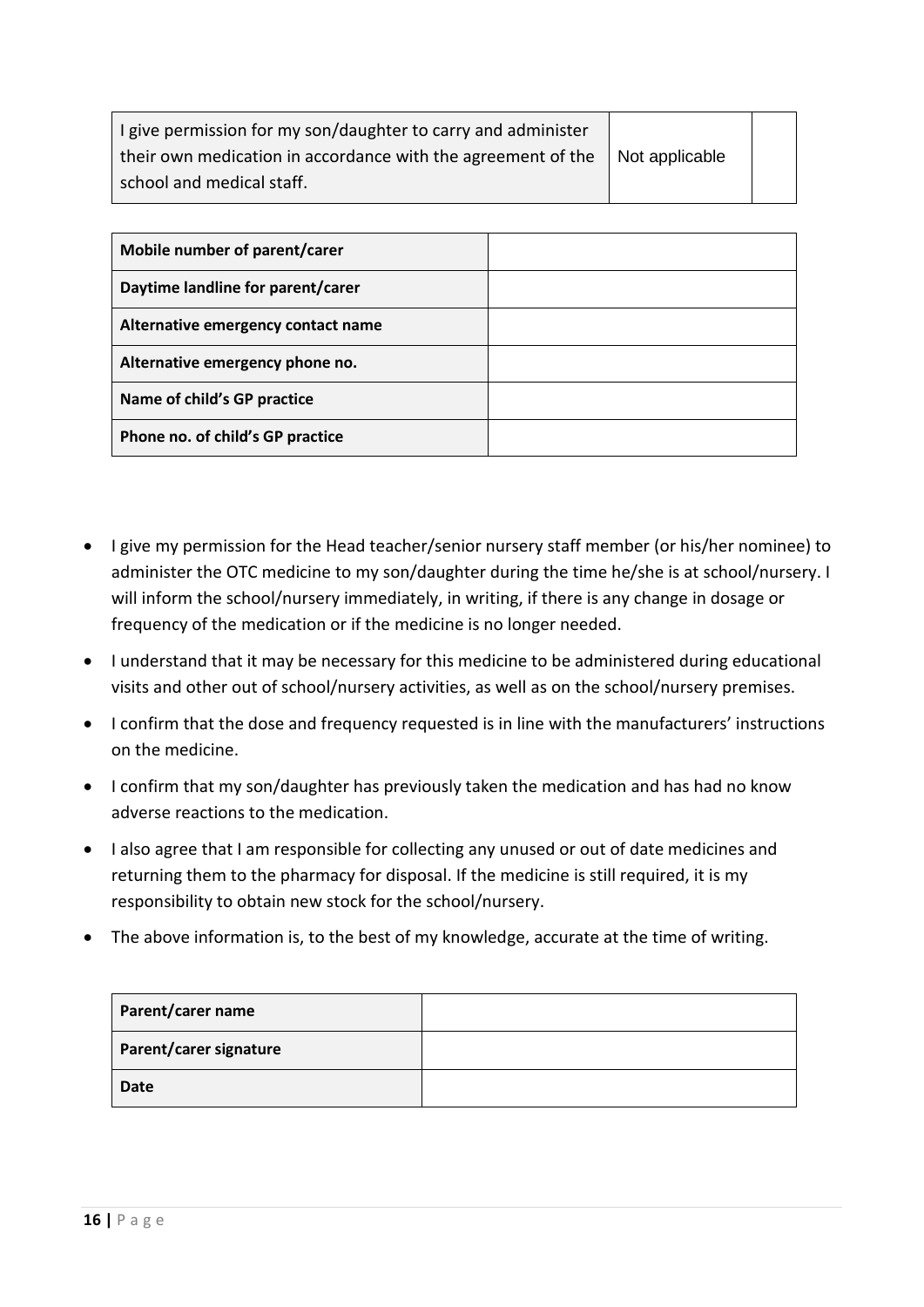| I give permission for my son/daughter to carry and administer their own medication in accordance with the agreement of the school and medical staff. | Not applicable | |
|---|---|---|

| Mobile number of parent/carer | |
|---|---|
| Daytime landline for parent/carer | |
| Alternative emergency contact name | |
| Alternative emergency phone no. | |
| Name of child's GP practice | |
| Phone no. of child's GP practice | |

- I give my permission for the Head teacher/senior nursery staff member (or his/her nominee) to administer the OTC medicine to my son/daughter during the time he/she is at school/nursery. I will inform the school/nursery immediately, in writing, if there is any change in dosage or frequency of the medication or if the medicine is no longer needed.
- I understand that it may be necessary for this medicine to be administered during educational visits and other out of school/nursery activities, as well as on the school/nursery premises.
- I confirm that the dose and frequency requested is in line with the manufacturers' instructions on the medicine.
- I confirm that my son/daughter has previously taken the medication and has had no know adverse reactions to the medication.
- I also agree that I am responsible for collecting any unused or out of date medicines and returning them to the pharmacy for disposal. If the medicine is still required, it is my responsibility to obtain new stock for the school/nursery.
- The above information is, to the best of my knowledge, accurate at the time of writing.

| Parent/carer name | |
|---|---|
| Parent/carer signature | |
| Date | |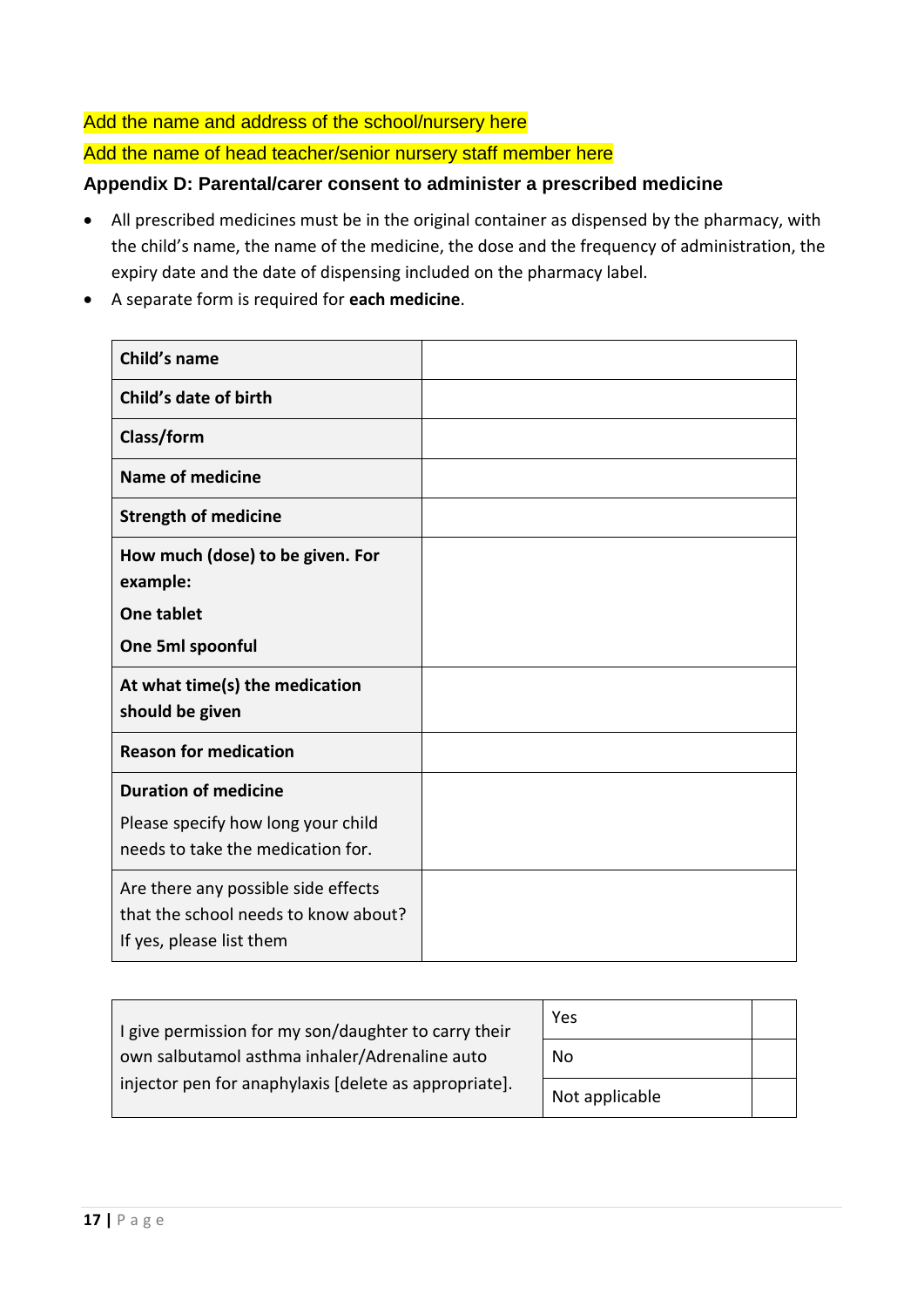Add the name and address of the school/nursery here

Add the name of head teacher/senior nursery staff member here

### Appendix D: Parental/carer consent to administer a prescribed medicine

- All prescribed medicines must be in the original container as dispensed by the pharmacy, with the child's name, the name of the medicine, the dose and the frequency of administration, the expiry date and the date of dispensing included on the pharmacy label.
- A separate form is required for **each medicine**.

| | |
|---|---|
| **Child's name** | |
| **Child's date of birth** | |
| **Class/form** | |
| **Name of medicine** | |
| **Strength of medicine** | |
| **How much (dose) to be given. For example:** **One tablet** **One 5ml spoonful** | |
| **At what time(s) the medication should be given** | |
| **Reason for medication** | |
| **Duration of medicine** Please specify how long your child needs to take the medication for. | |
| Are there any possible side effects that the school needs to know about? If yes, please list them | |

| | | |
|---|---|---|
| I give permission for my son/daughter to carry their own salbutamol asthma inhaler/Adrenaline auto injector pen for anaphylaxis [delete as appropriate]. | Yes | |
| | No | |
| | Not applicable | |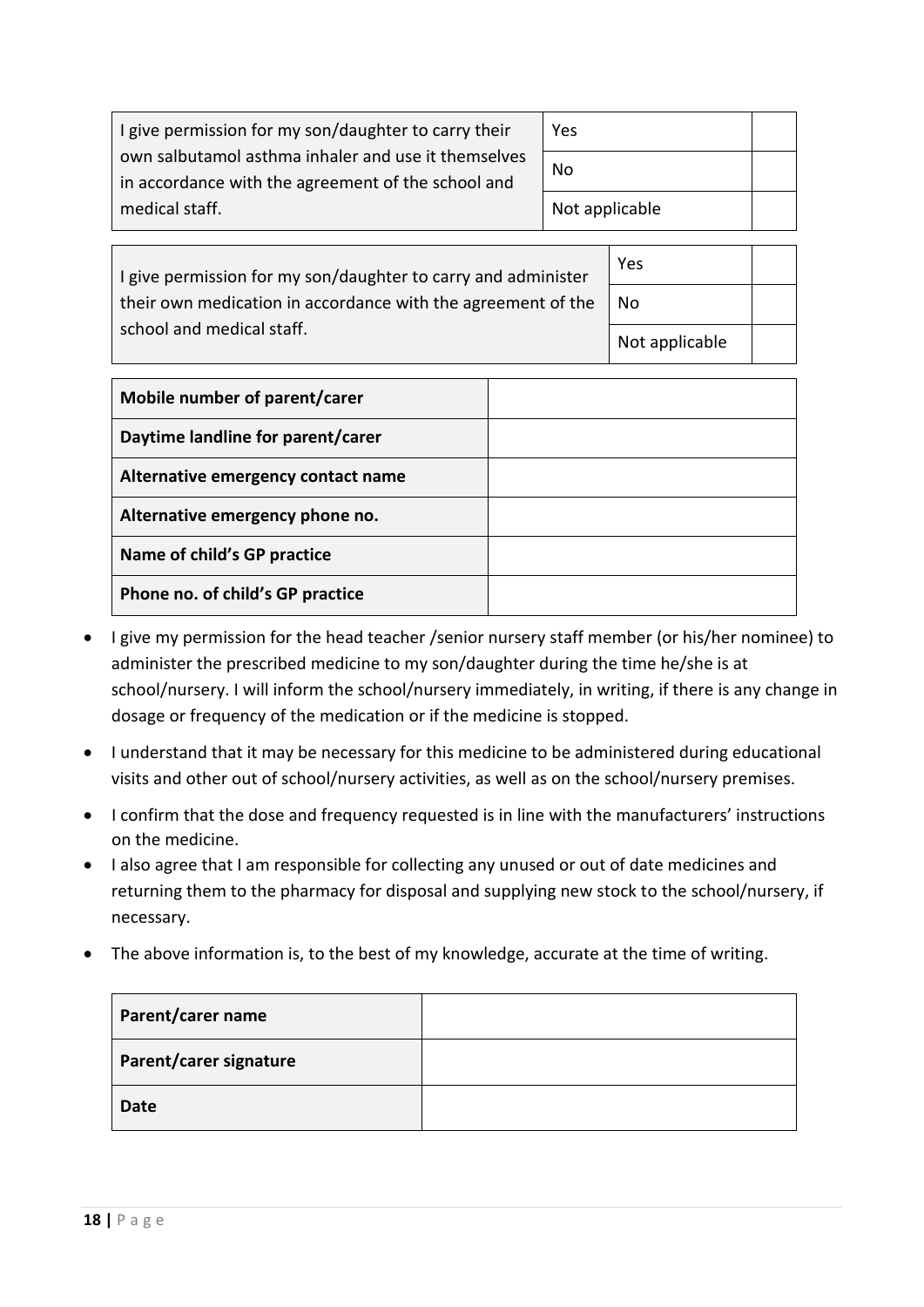| I give permission for my son/daughter to carry their own salbutamol asthma inhaler and use it themselves in accordance with the agreement of the school and medical staff. | Yes | |
|---|---|---|
| | No | |
| | Not applicable | |

| I give permission for my son/daughter to carry and administer their own medication in accordance with the agreement of the school and medical staff. | Yes | |
|---|---|---|
| | No | |
| | Not applicable | |

| **Mobile number of parent/carer** | |
|---|---|
| **Daytime landline for parent/carer** | |
| **Alternative emergency contact name** | |
| **Alternative emergency phone no.** | |
| **Name of child's GP practice** | |
| **Phone no. of child's GP practice** | |

- I give my permission for the head teacher /senior nursery staff member (or his/her nominee) to administer the prescribed medicine to my son/daughter during the time he/she is at school/nursery. I will inform the school/nursery immediately, in writing, if there is any change in dosage or frequency of the medication or if the medicine is stopped.
- I understand that it may be necessary for this medicine to be administered during educational visits and other out of school/nursery activities, as well as on the school/nursery premises.
- I confirm that the dose and frequency requested is in line with the manufacturers' instructions on the medicine.
- I also agree that I am responsible for collecting any unused or out of date medicines and returning them to the pharmacy for disposal and supplying new stock to the school/nursery, if necessary.
- The above information is, to the best of my knowledge, accurate at the time of writing.

| **Parent/carer name** | |
|---|---|
| **Parent/carer signature** | |
| **Date** | |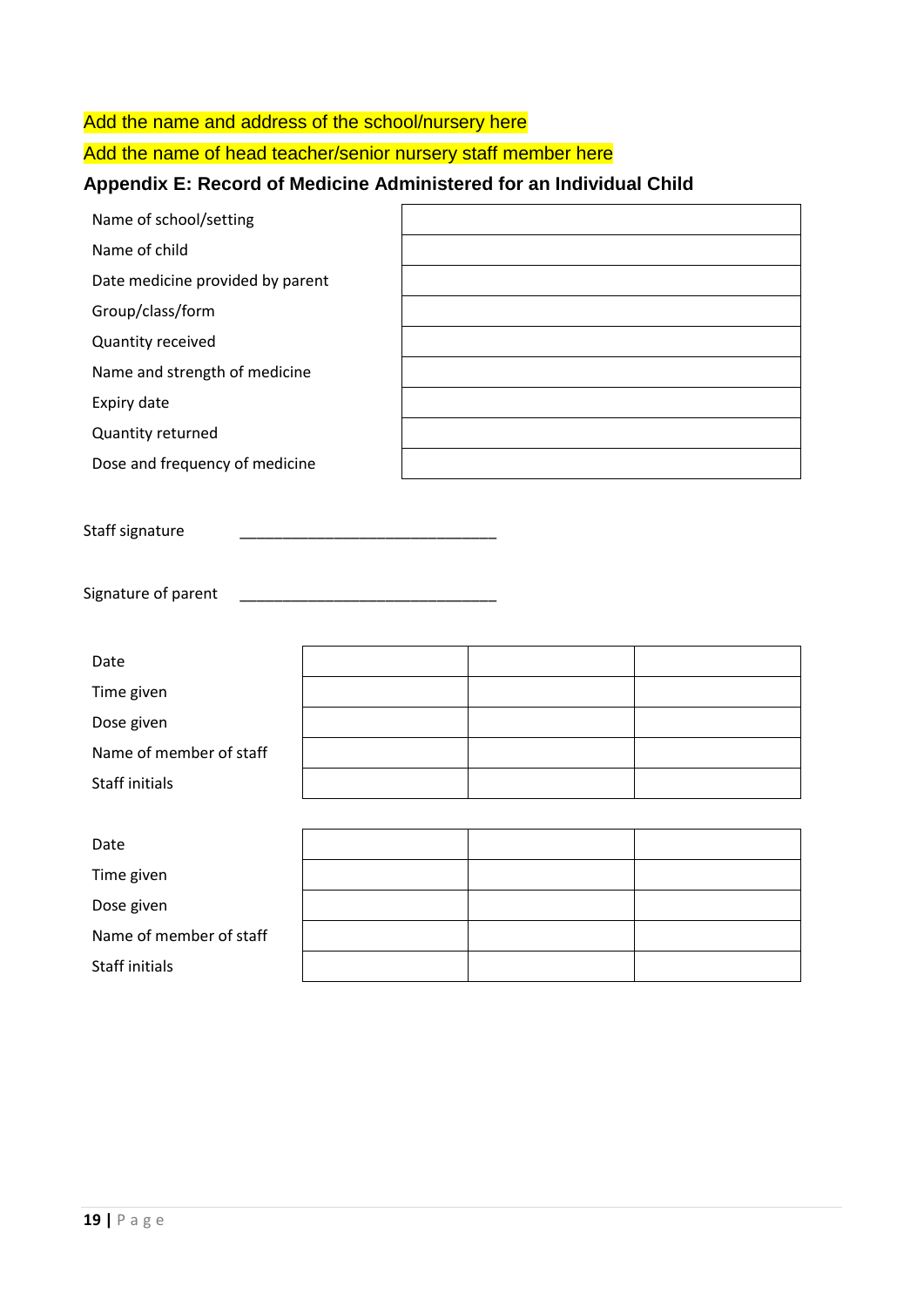Add the name and address of the school/nursery here

Add the name of head teacher/senior nursery staff member here

### Appendix E: Record of Medicine Administered for an Individual Child

| | |
|---|---|
| Name of school/setting | |
| Name of child | |
| Date medicine provided by parent | |
| Group/class/form | |
| Quantity received | |
| Name and strength of medicine | |
| Expiry date | |
| Quantity returned | |
| Dose and frequency of medicine | |

Staff signature \_\_\_\_\_\_\_\_\_\_\_\_\_\_\_\_\_\_\_\_\_\_\_\_\_\_\_\_\_\_

Signature of parent \_\_\_\_\_\_\_\_\_\_\_\_\_\_\_\_\_\_\_\_\_\_\_\_\_\_\_\_\_\_

| | | | |
|---|---|---|---|
| Date | | | |
| Time given | | | |
| Dose given | | | |
| Name of member of staff | | | |
| Staff initials | | | |

| | | | |
|---|---|---|---|
| Date | | | |
| Time given | | | |
| Dose given | | | |
| Name of member of staff | | | |
| Staff initials | | | |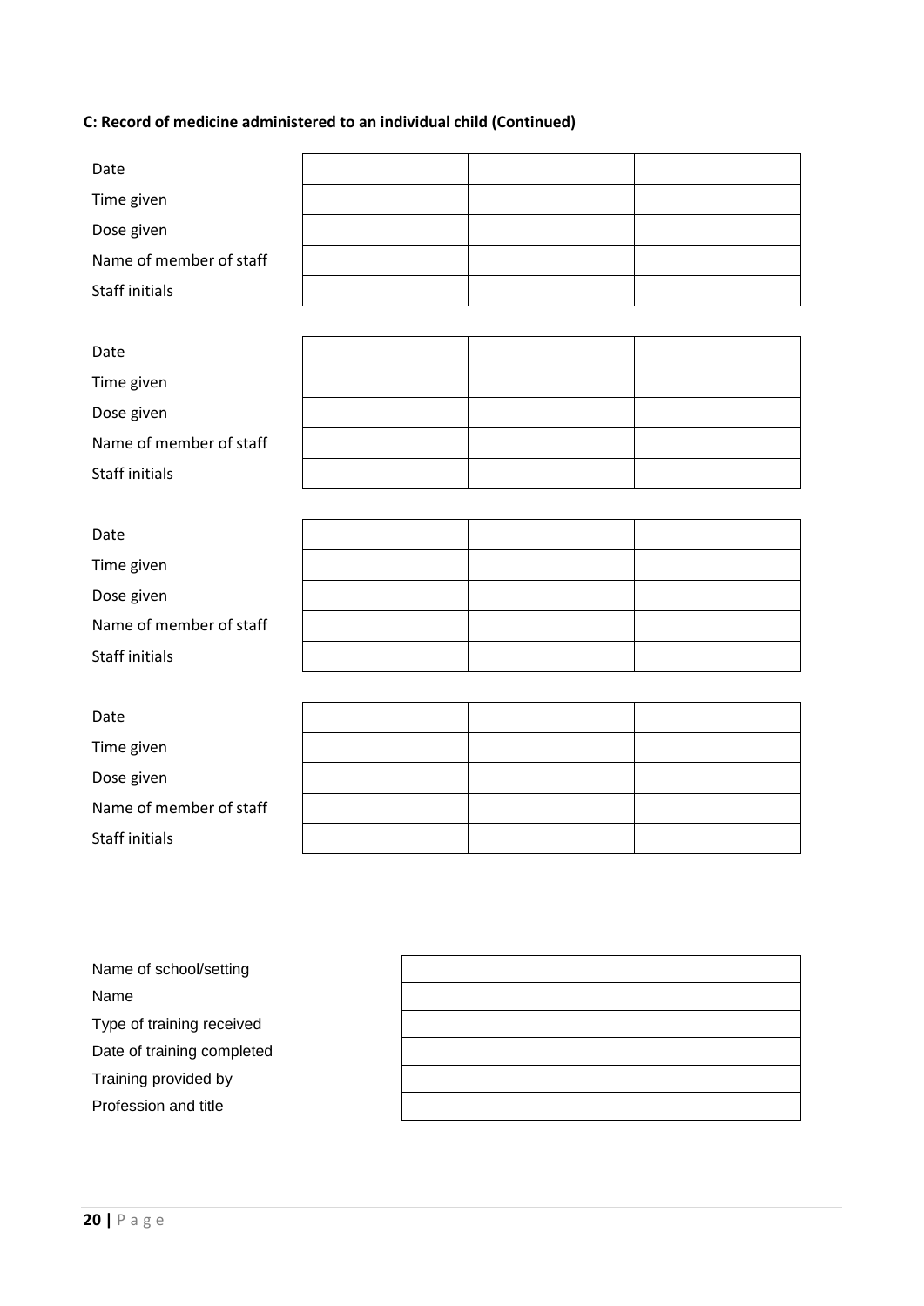**C: Record of medicine administered to an individual child (Continued)**

| | | | |
|---|---|---|---|
| Date | | | |
| Time given | | | |
| Dose given | | | |
| Name of member of staff | | | |
| Staff initials | | | |

| | | | |
|---|---|---|---|
| Date | | | |
| Time given | | | |
| Dose given | | | |
| Name of member of staff | | | |
| Staff initials | | | |

| | | | |
|---|---|---|---|
| Date | | | |
| Time given | | | |
| Dose given | | | |
| Name of member of staff | | | |
| Staff initials | | | |

| | | | |
|---|---|---|---|
| Date | | | |
| Time given | | | |
| Dose given | | | |
| Name of member of staff | | | |
| Staff initials | | | |

| | |
|---|---|
| Name of school/setting | |
| Name | |
| Type of training received | |
| Date of training completed | |
| Training provided by | |
| Profession and title | |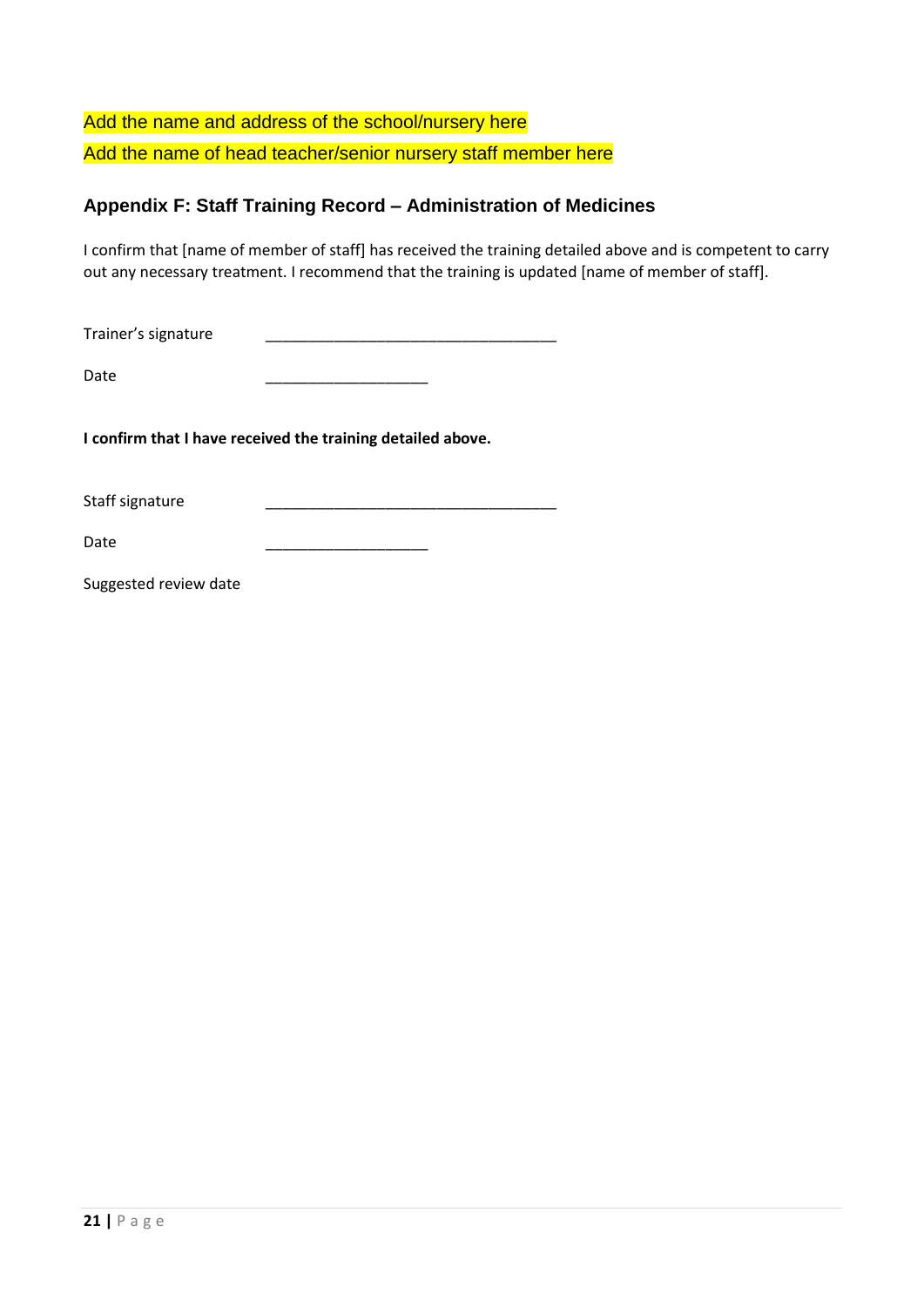Add the name and address of the school/nursery here

Add the name of head teacher/senior nursery staff member here

### Appendix F: Staff Training Record – Administration of Medicines

I confirm that [name of member of staff] has received the training detailed above and is competent to carry out any necessary treatment. I recommend that the training is updated [name of member of staff].

Trainer's signature ___________________________________

Date ____________________

**I confirm that I have received the training detailed above.**

Staff signature ___________________________________

Date ____________________

Suggested review date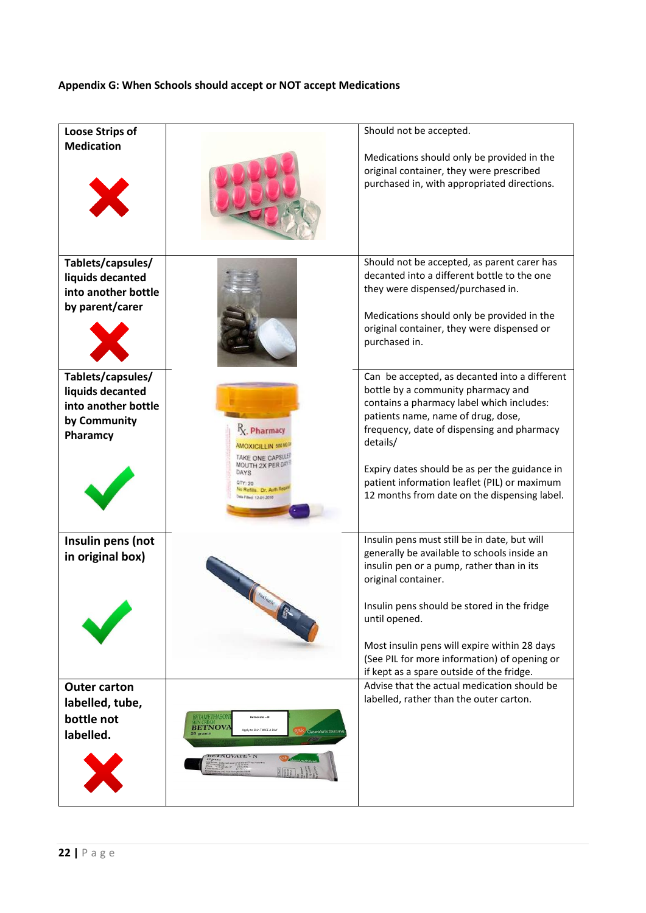**Appendix G: When Schools should accept or NOT accept Medications**

| | | |
|---|---|---|
| **Loose Strips of Medication** ✗ | | Should not be accepted.<br><br>Medications should only be provided in the original container, they were prescribed purchased in, with appropriated directions. |
| **Tablets/capsules/ liquids decanted into another bottle by parent/carer** ✗ | | Should not be accepted, as parent carer has decanted into a different bottle to the one they were dispensed/purchased in.<br><br>Medications should only be provided in the original container, they were dispensed or purchased in. |
| **Tablets/capsules/ liquids decanted into another bottle by Community Pharamcy** ✓ | | Can be accepted, as decanted into a different bottle by a community pharmacy and contains a pharmacy label which includes: patients name, name of drug, dose, frequency, date of dispensing and pharmacy details/<br><br>Expiry dates should be as per the guidance in patient information leaflet (PIL) or maximum 12 months from date on the dispensing label. |
| **Insulin pens (not in original box)** ✓ | | Insulin pens must still be in date, but will generally be available to schools inside an insulin pen or a pump, rather than in its original container.<br><br>Insulin pens should be stored in the fridge until opened.<br><br>Most insulin pens will expire within 28 days (See PIL for more information) of opening or if kept as a spare outside of the fridge. |
| **Outer carton labelled, tube, bottle not labelled.** ✗ | | Advise that the actual medication should be labelled, rather than the outer carton. |